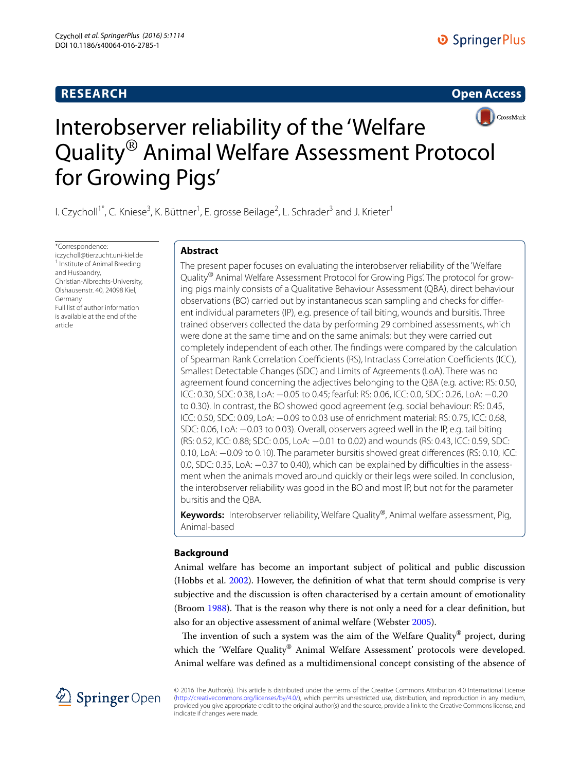# Interobserver reliability of the 'Welfare Quality® Animal Welfare Assessment Protocol for Growing Pigs'

I. Czycholl[1*], C. Kniese[3], K. Büttner[1], E. grosse Beilage[2], L. Schrader[3] and J. Krieter[1]

*Correspondence: iczycholl@tierzucht.uni-kiel.de
[1] Institute of Animal Breeding and Husbandry, Christian-Albrechts-University, Olshausenstr. 40, 24098 Kiel, Germany
Full list of author information is available at the end of the article

## Abstract

The present paper focuses on evaluating the interobserver reliability of the 'Welfare Quality® Animal Welfare Assessment Protocol for Growing Pigs'. The protocol for growing pigs mainly consists of a Qualitative Behaviour Assessment (QBA), direct behaviour observations (BO) carried out by instantaneous scan sampling and checks for different individual parameters (IP), e.g. presence of tail biting, wounds and bursitis. Three trained observers collected the data by performing 29 combined assessments, which were done at the same time and on the same animals; but they were carried out completely independent of each other. The findings were compared by the calculation of Spearman Rank Correlation Coefficients (RS), Intraclass Correlation Coefficients (ICC), Smallest Detectable Changes (SDC) and Limits of Agreements (LoA). There was no agreement found concerning the adjectives belonging to the QBA (e.g. active: RS: 0.50, ICC: 0.30, SDC: 0.38, LoA: −0.05 to 0.45; fearful: RS: 0.06, ICC: 0.0, SDC: 0.26, LoA: −0.20 to 0.30). In contrast, the BO showed good agreement (e.g. social behaviour: RS: 0.45, ICC: 0.50, SDC: 0.09, LoA: −0.09 to 0.03 use of enrichment material: RS: 0.75, ICC: 0.68, SDC: 0.06, LoA: −0.03 to 0.03). Overall, observers agreed well in the IP, e.g. tail biting (RS: 0.52, ICC: 0.88; SDC: 0.05, LoA: −0.01 to 0.02) and wounds (RS: 0.43, ICC: 0.59, SDC: 0.10, LoA: −0.09 to 0.10). The parameter bursitis showed great differences (RS: 0.10, ICC: 0.0, SDC: 0.35, LoA: −0.37 to 0.40), which can be explained by difficulties in the assessment when the animals moved around quickly or their legs were soiled. In conclusion, the interobserver reliability was good in the BO and most IP, but not for the parameter bursitis and the QBA.

**Keywords:** Interobserver reliability, Welfare Quality®, Animal welfare assessment, Pig, Animal-based

## Background

Animal welfare has become an important subject of political and public discussion (Hobbs et al. 2002). However, the definition of what that term should comprise is very subjective and the discussion is often characterised by a certain amount of emotionality (Broom 1988). That is the reason why there is not only a need for a clear definition, but also for an objective assessment of animal welfare (Webster 2005).

The invention of such a system was the aim of the Welfare Quality® project, during which the 'Welfare Quality® Animal Welfare Assessment' protocols were developed. Animal welfare was defined as a multidimensional concept consisting of the absence of

© 2016 The Author(s). This article is distributed under the terms of the Creative Commons Attribution 4.0 International License (http://creativecommons.org/licenses/by/4.0/), which permits unrestricted use, distribution, and reproduction in any medium, provided you give appropriate credit to the original author(s) and the source, provide a link to the Creative Commons license, and indicate if changes were made.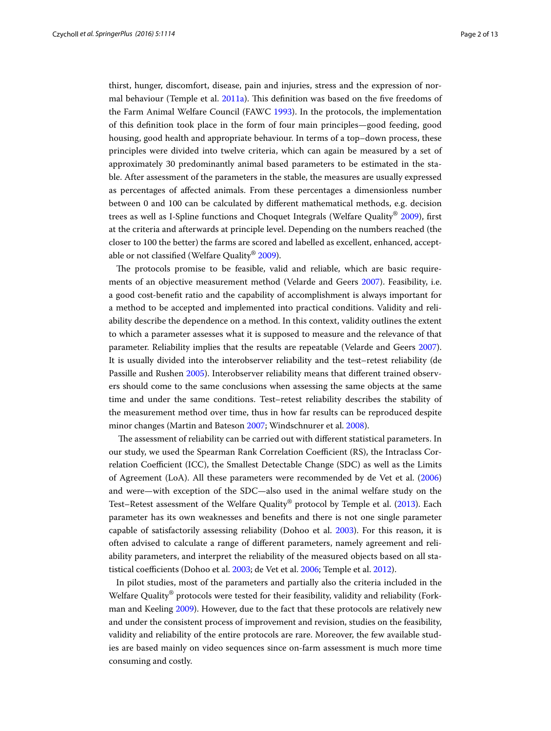thirst, hunger, discomfort, disease, pain and injuries, stress and the expression of normal behaviour (Temple et al. 2011a). This definition was based on the five freedoms of the Farm Animal Welfare Council (FAWC 1993). In the protocols, the implementation of this definition took place in the form of four main principles—good feeding, good housing, good health and appropriate behaviour. In terms of a top–down process, these principles were divided into twelve criteria, which can again be measured by a set of approximately 30 predominantly animal based parameters to be estimated in the stable. After assessment of the parameters in the stable, the measures are usually expressed as percentages of affected animals. From these percentages a dimensionless number between 0 and 100 can be calculated by different mathematical methods, e.g. decision trees as well as I-Spline functions and Choquet Integrals (Welfare Quality® 2009), first at the criteria and afterwards at principle level. Depending on the numbers reached (the closer to 100 the better) the farms are scored and labelled as excellent, enhanced, acceptable or not classified (Welfare Quality® 2009).

The protocols promise to be feasible, valid and reliable, which are basic requirements of an objective measurement method (Velarde and Geers 2007). Feasibility, i.e. a good cost-benefit ratio and the capability of accomplishment is always important for a method to be accepted and implemented into practical conditions. Validity and reliability describe the dependence on a method. In this context, validity outlines the extent to which a parameter assesses what it is supposed to measure and the relevance of that parameter. Reliability implies that the results are repeatable (Velarde and Geers 2007). It is usually divided into the interobserver reliability and the test–retest reliability (de Passille and Rushen 2005). Interobserver reliability means that different trained observers should come to the same conclusions when assessing the same objects at the same time and under the same conditions. Test–retest reliability describes the stability of the measurement method over time, thus in how far results can be reproduced despite minor changes (Martin and Bateson 2007; Windschnurer et al. 2008).

The assessment of reliability can be carried out with different statistical parameters. In our study, we used the Spearman Rank Correlation Coefficient (RS), the Intraclass Correlation Coefficient (ICC), the Smallest Detectable Change (SDC) as well as the Limits of Agreement (LoA). All these parameters were recommended by de Vet et al. (2006) and were—with exception of the SDC—also used in the animal welfare study on the Test–Retest assessment of the Welfare Quality® protocol by Temple et al. (2013). Each parameter has its own weaknesses and benefits and there is not one single parameter capable of satisfactorily assessing reliability (Dohoo et al. 2003). For this reason, it is often advised to calculate a range of different parameters, namely agreement and reliability parameters, and interpret the reliability of the measured objects based on all statistical coefficients (Dohoo et al. 2003; de Vet et al. 2006; Temple et al. 2012).

In pilot studies, most of the parameters and partially also the criteria included in the Welfare Quality® protocols were tested for their feasibility, validity and reliability (Forkman and Keeling 2009). However, due to the fact that these protocols are relatively new and under the consistent process of improvement and revision, studies on the feasibility, validity and reliability of the entire protocols are rare. Moreover, the few available studies are based mainly on video sequences since on-farm assessment is much more time consuming and costly.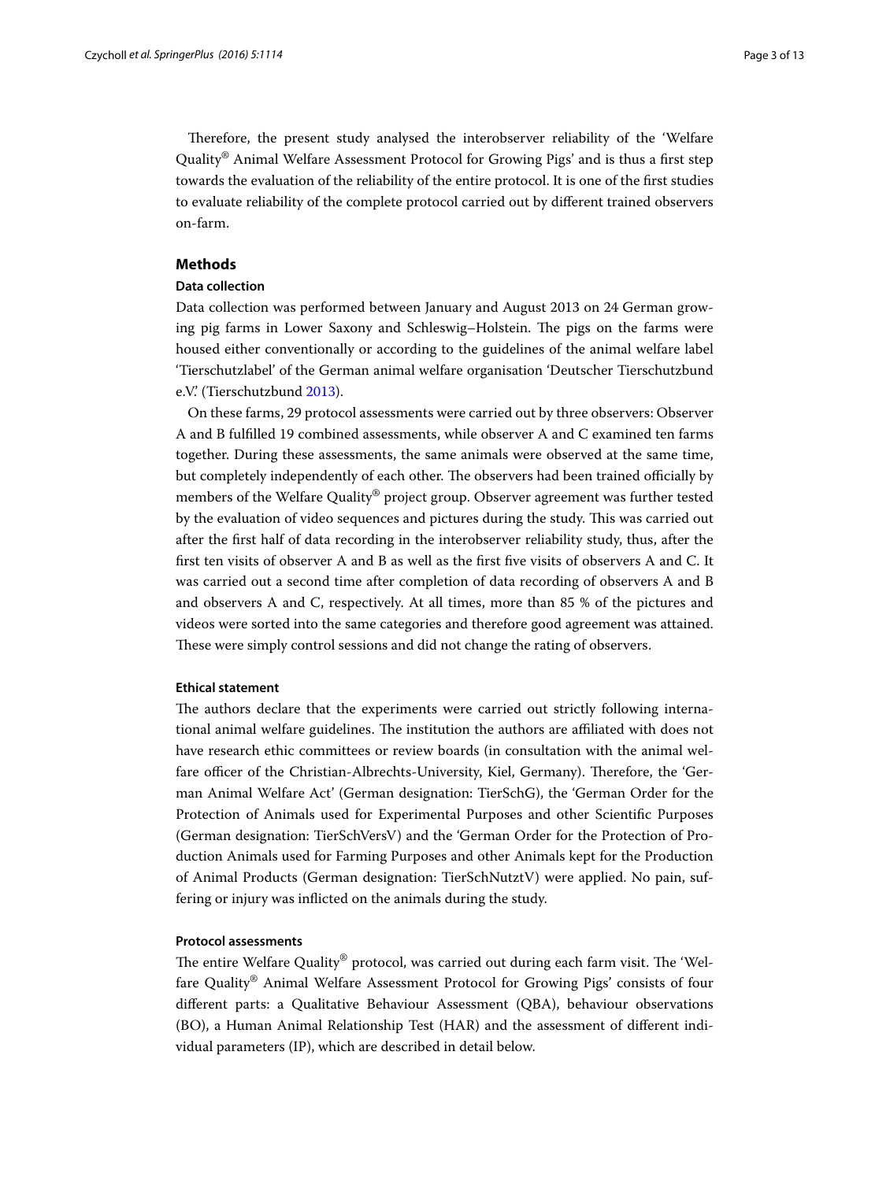Therefore, the present study analysed the interobserver reliability of the 'Welfare Quality® Animal Welfare Assessment Protocol for Growing Pigs' and is thus a first step towards the evaluation of the reliability of the entire protocol. It is one of the first studies to evaluate reliability of the complete protocol carried out by different trained observers on-farm.

## Methods

### Data collection

Data collection was performed between January and August 2013 on 24 German growing pig farms in Lower Saxony and Schleswig–Holstein. The pigs on the farms were housed either conventionally or according to the guidelines of the animal welfare label 'Tierschutzlabel' of the German animal welfare organisation 'Deutscher Tierschutzbund e.V.' (Tierschutzbund 2013).

On these farms, 29 protocol assessments were carried out by three observers: Observer A and B fulfilled 19 combined assessments, while observer A and C examined ten farms together. During these assessments, the same animals were observed at the same time, but completely independently of each other. The observers had been trained officially by members of the Welfare Quality® project group. Observer agreement was further tested by the evaluation of video sequences and pictures during the study. This was carried out after the first half of data recording in the interobserver reliability study, thus, after the first ten visits of observer A and B as well as the first five visits of observers A and C. It was carried out a second time after completion of data recording of observers A and B and observers A and C, respectively. At all times, more than 85 % of the pictures and videos were sorted into the same categories and therefore good agreement was attained. These were simply control sessions and did not change the rating of observers.

### Ethical statement

The authors declare that the experiments were carried out strictly following international animal welfare guidelines. The institution the authors are affiliated with does not have research ethic committees or review boards (in consultation with the animal welfare officer of the Christian-Albrechts-University, Kiel, Germany). Therefore, the 'German Animal Welfare Act' (German designation: TierSchG), the 'German Order for the Protection of Animals used for Experimental Purposes and other Scientific Purposes (German designation: TierSchVersV) and the 'German Order for the Protection of Production Animals used for Farming Purposes and other Animals kept for the Production of Animal Products (German designation: TierSchNutztV) were applied. No pain, suffering or injury was inflicted on the animals during the study.

### Protocol assessments

The entire Welfare Quality® protocol, was carried out during each farm visit. The 'Welfare Quality® Animal Welfare Assessment Protocol for Growing Pigs' consists of four different parts: a Qualitative Behaviour Assessment (QBA), behaviour observations (BO), a Human Animal Relationship Test (HAR) and the assessment of different individual parameters (IP), which are described in detail below.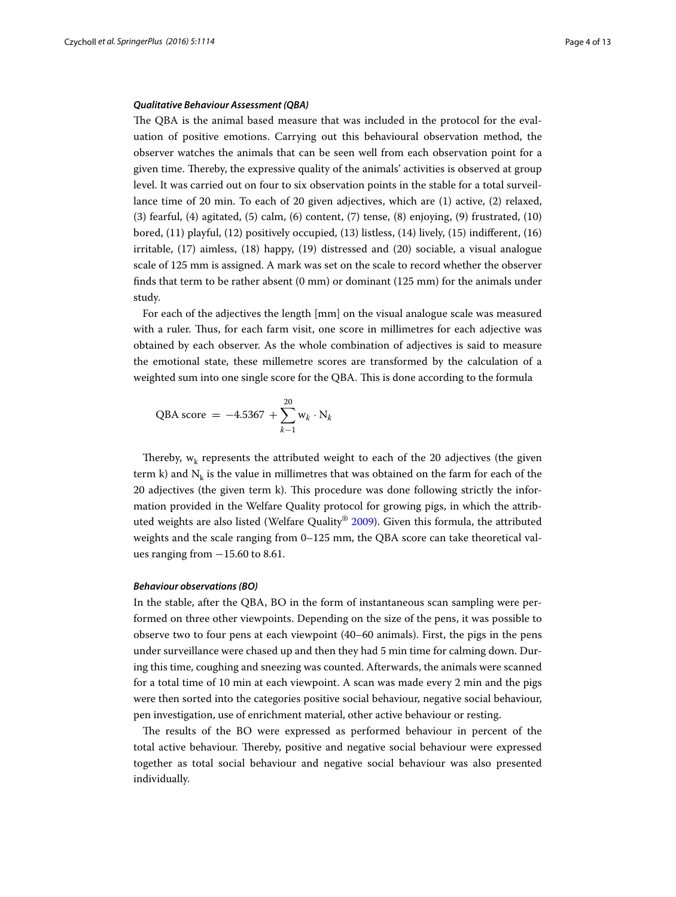### *Qualitative Behaviour Assessment (QBA)*

The QBA is the animal based measure that was included in the protocol for the evaluation of positive emotions. Carrying out this behavioural observation method, the observer watches the animals that can be seen well from each observation point for a given time. Thereby, the expressive quality of the animals' activities is observed at group level. It was carried out on four to six observation points in the stable for a total surveillance time of 20 min. To each of 20 given adjectives, which are (1) active, (2) relaxed, (3) fearful, (4) agitated, (5) calm, (6) content, (7) tense, (8) enjoying, (9) frustrated, (10) bored, (11) playful, (12) positively occupied, (13) listless, (14) lively, (15) indifferent, (16) irritable, (17) aimless, (18) happy, (19) distressed and (20) sociable, a visual analogue scale of 125 mm is assigned. A mark was set on the scale to record whether the observer finds that term to be rather absent (0 mm) or dominant (125 mm) for the animals under study.

For each of the adjectives the length [mm] on the visual analogue scale was measured with a ruler. Thus, for each farm visit, one score in millimetres for each adjective was obtained by each observer. As the whole combination of adjectives is said to measure the emotional state, these millemetre scores are transformed by the calculation of a weighted sum into one single score for the QBA. This is done according to the formula

$$\text{QBA score} = -4.5367 + \sum_{k-1}^{20} \mathrm{w}_k \cdot \mathrm{N}_k$$

Thereby, $\mathrm{w}_k$ represents the attributed weight to each of the 20 adjectives (the given term k) and $\mathrm{N}_k$ is the value in millimetres that was obtained on the farm for each of the 20 adjectives (the given term k). This procedure was done following strictly the information provided in the Welfare Quality protocol for growing pigs, in which the attributed weights are also listed (Welfare Quality® 2009). Given this formula, the attributed weights and the scale ranging from 0–125 mm, the QBA score can take theoretical values ranging from −15.60 to 8.61.

### *Behaviour observations (BO)*

In the stable, after the QBA, BO in the form of instantaneous scan sampling were performed on three other viewpoints. Depending on the size of the pens, it was possible to observe two to four pens at each viewpoint (40–60 animals). First, the pigs in the pens under surveillance were chased up and then they had 5 min time for calming down. During this time, coughing and sneezing was counted. Afterwards, the animals were scanned for a total time of 10 min at each viewpoint. A scan was made every 2 min and the pigs were then sorted into the categories positive social behaviour, negative social behaviour, pen investigation, use of enrichment material, other active behaviour or resting.

The results of the BO were expressed as performed behaviour in percent of the total active behaviour. Thereby, positive and negative social behaviour were expressed together as total social behaviour and negative social behaviour was also presented individually.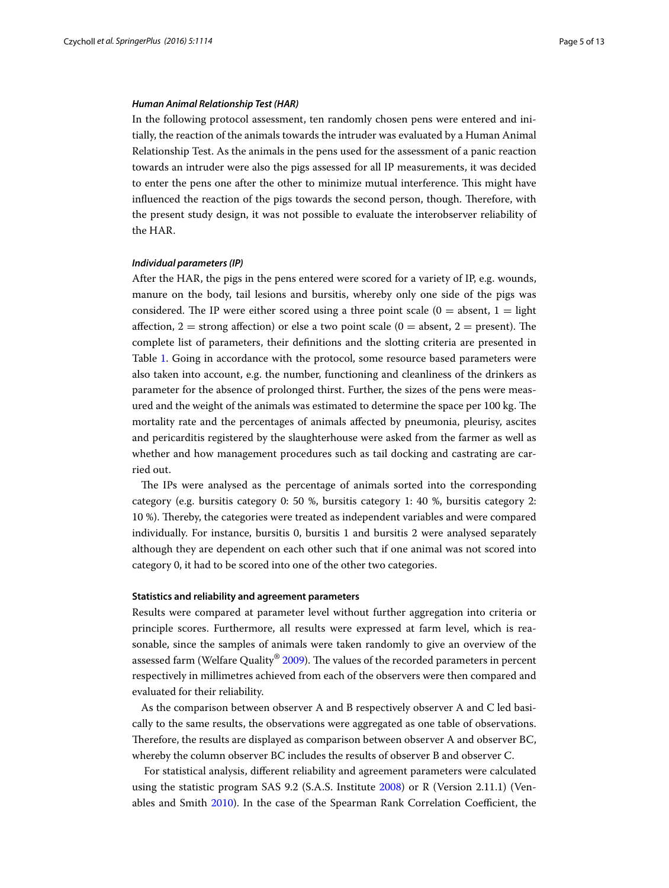#### *Human Animal Relationship Test (HAR)*

In the following protocol assessment, ten randomly chosen pens were entered and initially, the reaction of the animals towards the intruder was evaluated by a Human Animal Relationship Test. As the animals in the pens used for the assessment of a panic reaction towards an intruder were also the pigs assessed for all IP measurements, it was decided to enter the pens one after the other to minimize mutual interference. This might have influenced the reaction of the pigs towards the second person, though. Therefore, with the present study design, it was not possible to evaluate the interobserver reliability of the HAR.

#### *Individual parameters (IP)*

After the HAR, the pigs in the pens entered were scored for a variety of IP, e.g. wounds, manure on the body, tail lesions and bursitis, whereby only one side of the pigs was considered. The IP were either scored using a three point scale (0 = absent, 1 = light affection, 2 = strong affection) or else a two point scale (0 = absent, 2 = present). The complete list of parameters, their definitions and the slotting criteria are presented in Table 1. Going in accordance with the protocol, some resource based parameters were also taken into account, e.g. the number, functioning and cleanliness of the drinkers as parameter for the absence of prolonged thirst. Further, the sizes of the pens were measured and the weight of the animals was estimated to determine the space per 100 kg. The mortality rate and the percentages of animals affected by pneumonia, pleurisy, ascites and pericarditis registered by the slaughterhouse were asked from the farmer as well as whether and how management procedures such as tail docking and castrating are carried out.

The IPs were analysed as the percentage of animals sorted into the corresponding category (e.g. bursitis category 0: 50 %, bursitis category 1: 40 %, bursitis category 2: 10 %). Thereby, the categories were treated as independent variables and were compared individually. For instance, bursitis 0, bursitis 1 and bursitis 2 were analysed separately although they are dependent on each other such that if one animal was not scored into category 0, it had to be scored into one of the other two categories.

### Statistics and reliability and agreement parameters

Results were compared at parameter level without further aggregation into criteria or principle scores. Furthermore, all results were expressed at farm level, which is reasonable, since the samples of animals were taken randomly to give an overview of the assessed farm (Welfare Quality® 2009). The values of the recorded parameters in percent respectively in millimetres achieved from each of the observers were then compared and evaluated for their reliability.

As the comparison between observer A and B respectively observer A and C led basically to the same results, the observations were aggregated as one table of observations. Therefore, the results are displayed as comparison between observer A and observer BC, whereby the column observer BC includes the results of observer B and observer C.

For statistical analysis, different reliability and agreement parameters were calculated using the statistic program SAS 9.2 (S.A.S. Institute 2008) or R (Version 2.11.1) (Venables and Smith 2010). In the case of the Spearman Rank Correlation Coefficient, the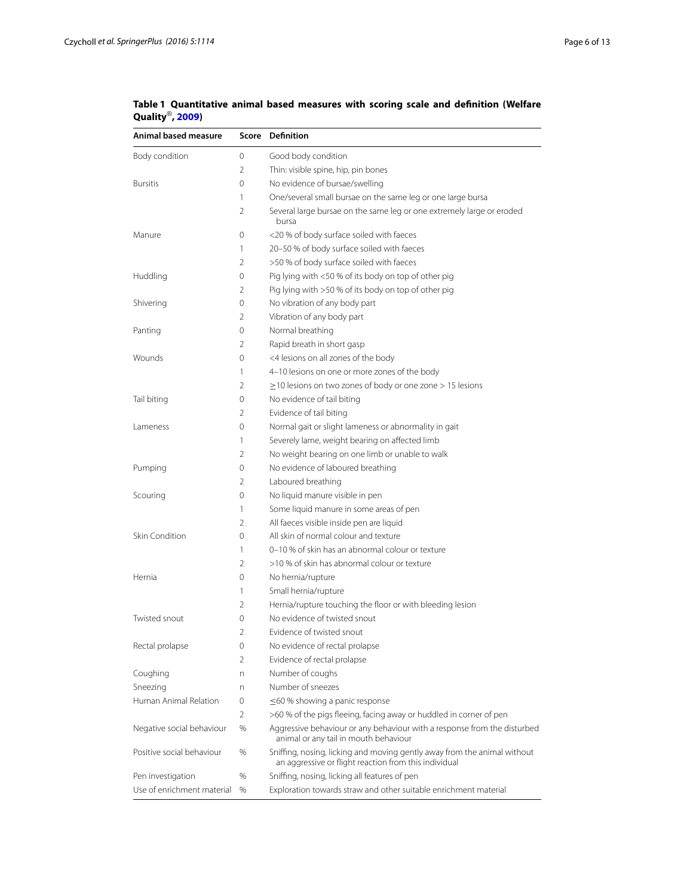**Table 1 Quantitative animal based measures with scoring scale and definition (Welfare Quality®, 2009)**

| Animal based measure | Score | Definition |
|---|---|---|
| Body condition | 0 | Good body condition |
| | 2 | Thin: visible spine, hip, pin bones |
| Bursitis | 0 | No evidence of bursae/swelling |
| | 1 | One/several small bursae on the same leg or one large bursa |
| | 2 | Several large bursae on the same leg or one extremely large or eroded bursa |
| Manure | 0 | <20 % of body surface soiled with faeces |
| | 1 | 20–50 % of body surface soiled with faeces |
| | 2 | >50 % of body surface soiled with faeces |
| Huddling | 0 | Pig lying with <50 % of its body on top of other pig |
| | 2 | Pig lying with >50 % of its body on top of other pig |
| Shivering | 0 | No vibration of any body part |
| | 2 | Vibration of any body part |
| Panting | 0 | Normal breathing |
| | 2 | Rapid breath in short gasp |
| Wounds | 0 | <4 lesions on all zones of the body |
| | 1 | 4–10 lesions on one or more zones of the body |
| | 2 | ≥10 lesions on two zones of body or one zone > 15 lesions |
| Tail biting | 0 | No evidence of tail biting |
| | 2 | Evidence of tail biting |
| Lameness | 0 | Normal gait or slight lameness or abnormality in gait |
| | 1 | Severely lame, weight bearing on affected limb |
| | 2 | No weight bearing on one limb or unable to walk |
| Pumping | 0 | No evidence of laboured breathing |
| | 2 | Laboured breathing |
| Scouring | 0 | No liquid manure visible in pen |
| | 1 | Some liquid manure in some areas of pen |
| | 2 | All faeces visible inside pen are liquid |
| Skin Condition | 0 | All skin of normal colour and texture |
| | 1 | 0–10 % of skin has an abnormal colour or texture |
| | 2 | >10 % of skin has abnormal colour or texture |
| Hernia | 0 | No hernia/rupture |
| | 1 | Small hernia/rupture |
| | 2 | Hernia/rupture touching the floor or with bleeding lesion |
| Twisted snout | 0 | No evidence of twisted snout |
| | 2 | Evidence of twisted snout |
| Rectal prolapse | 0 | No evidence of rectal prolapse |
| | 2 | Evidence of rectal prolapse |
| Coughing | n | Number of coughs |
| Sneezing | n | Number of sneezes |
| Human Animal Relation | 0 | ≤60 % showing a panic response |
| | 2 | >60 % of the pigs fleeing, facing away or huddled in corner of pen |
| Negative social behaviour | % | Aggressive behaviour or any behaviour with a response from the disturbed animal or any tail in mouth behaviour |
| Positive social behaviour | % | Sniffing, nosing, licking and moving gently away from the animal without an aggressive or flight reaction from this individual |
| Pen investigation | % | Sniffing, nosing, licking all features of pen |
| Use of enrichment material | % | Exploration towards straw and other suitable enrichment material |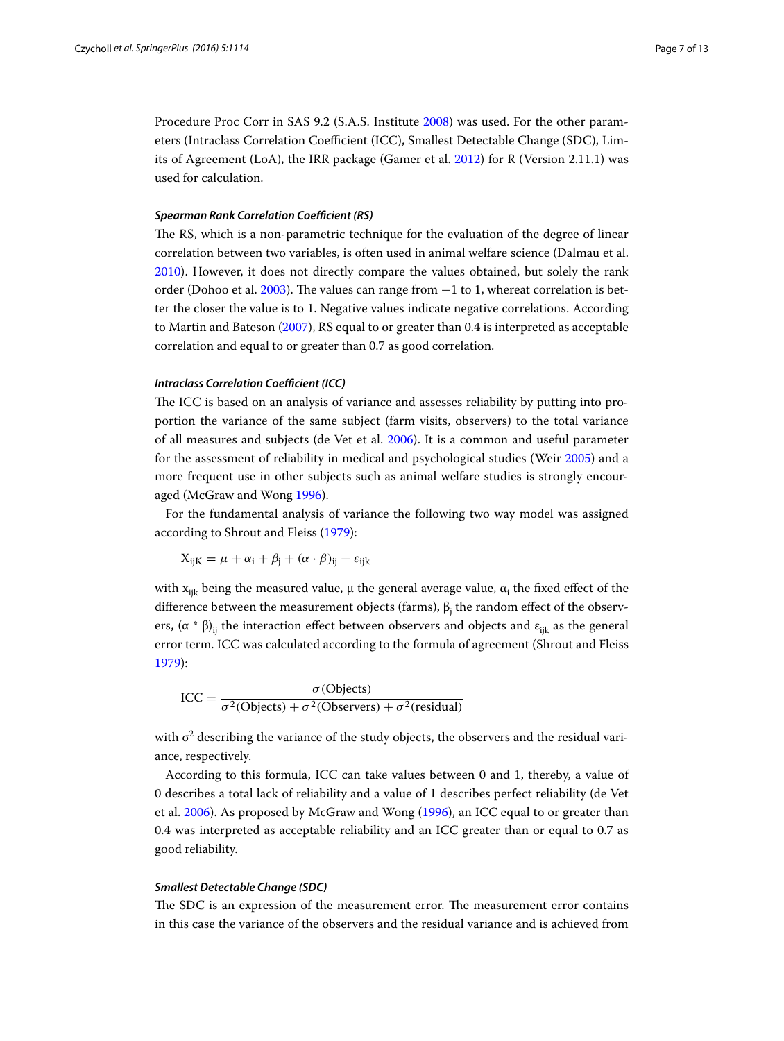Procedure Proc Corr in SAS 9.2 (S.A.S. Institute 2008) was used. For the other parameters (Intraclass Correlation Coefficient (ICC), Smallest Detectable Change (SDC), Limits of Agreement (LoA), the IRR package (Gamer et al. 2012) for R (Version 2.11.1) was used for calculation.

#### *Spearman Rank Correlation Coefficient (RS)*

The RS, which is a non-parametric technique for the evaluation of the degree of linear correlation between two variables, is often used in animal welfare science (Dalmau et al. 2010). However, it does not directly compare the values obtained, but solely the rank order (Dohoo et al. 2003). The values can range from −1 to 1, whereat correlation is better the closer the value is to 1. Negative values indicate negative correlations. According to Martin and Bateson (2007), RS equal to or greater than 0.4 is interpreted as acceptable correlation and equal to or greater than 0.7 as good correlation.

#### *Intraclass Correlation Coefficient (ICC)*

The ICC is based on an analysis of variance and assesses reliability by putting into proportion the variance of the same subject (farm visits, observers) to the total variance of all measures and subjects (de Vet et al. 2006). It is a common and useful parameter for the assessment of reliability in medical and psychological studies (Weir 2005) and a more frequent use in other subjects such as animal welfare studies is strongly encouraged (McGraw and Wong 1996).

For the fundamental analysis of variance the following two way model was assigned according to Shrout and Fleiss (1979):

$$X_{ijK} = \mu + \alpha_i + \beta_j + (\alpha \cdot \beta)_{ij} + \varepsilon_{ijk}$$

with $x_{ijk}$ being the measured value, μ the general average value, $\alpha_i$ the fixed effect of the difference between the measurement objects (farms), $\beta_j$ the random effect of the observers, $(\alpha * \beta)_{ij}$ the interaction effect between observers and objects and $\varepsilon_{ijk}$ as the general error term. ICC was calculated according to the formula of agreement (Shrout and Fleiss 1979):

$$\text{ICC} = \frac{\sigma(\text{Objects})}{\sigma^2(\text{Objects}) + \sigma^2(\text{Observers}) + \sigma^2(\text{residual})}$$

with $\sigma^2$ describing the variance of the study objects, the observers and the residual variance, respectively.

According to this formula, ICC can take values between 0 and 1, thereby, a value of 0 describes a total lack of reliability and a value of 1 describes perfect reliability (de Vet et al. 2006). As proposed by McGraw and Wong (1996), an ICC equal to or greater than 0.4 was interpreted as acceptable reliability and an ICC greater than or equal to 0.7 as good reliability.

#### *Smallest Detectable Change (SDC)*

The SDC is an expression of the measurement error. The measurement error contains in this case the variance of the observers and the residual variance and is achieved from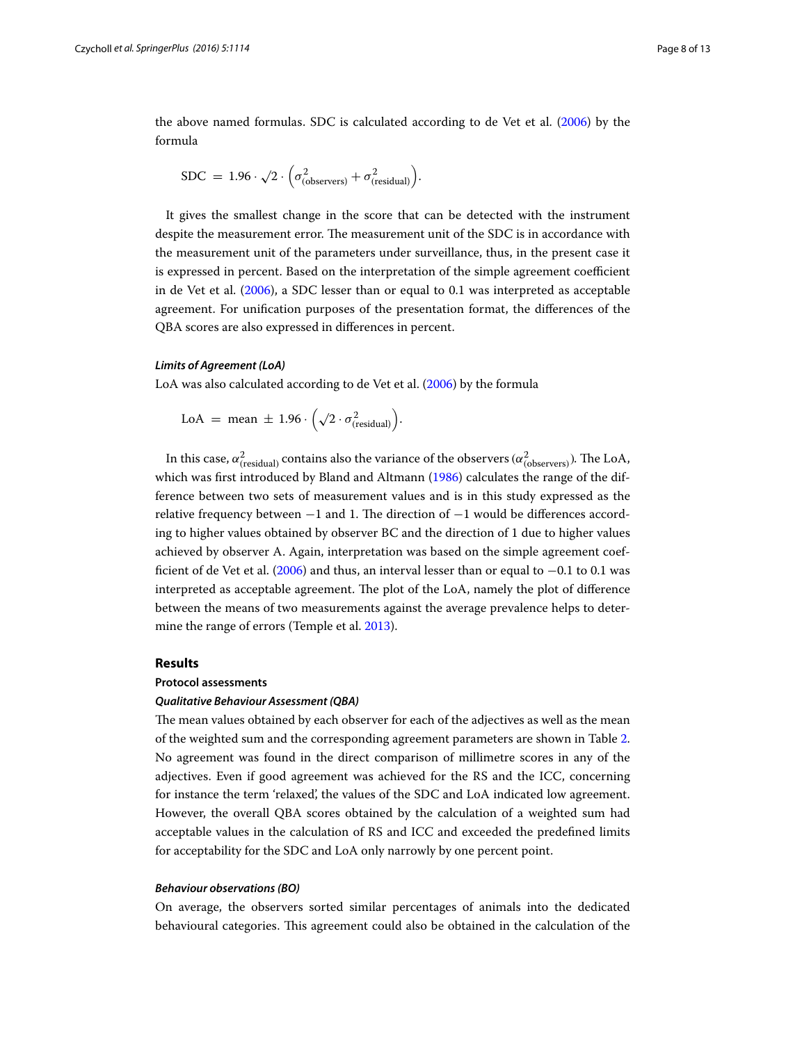the above named formulas. SDC is calculated according to de Vet et al. (2006) by the formula

$$\mathrm{SDC} = 1.96 \cdot \sqrt{2} \cdot \left(\sigma^2_{\text{(observers)}} + \sigma^2_{\text{(residual)}}\right).$$

It gives the smallest change in the score that can be detected with the instrument despite the measurement error. The measurement unit of the SDC is in accordance with the measurement unit of the parameters under surveillance, thus, in the present case it is expressed in percent. Based on the interpretation of the simple agreement coefficient in de Vet et al. (2006), a SDC lesser than or equal to 0.1 was interpreted as acceptable agreement. For unification purposes of the presentation format, the differences of the QBA scores are also expressed in differences in percent.

#### *Limits of Agreement (LoA)*

LoA was also calculated according to de Vet et al. (2006) by the formula

$$\mathrm{LoA} = \text{mean} \pm 1.96 \cdot \left(\sqrt{2} \cdot \sigma^2_{\text{(residual)}}\right).$$

In this case, $\alpha^2_{\text{(residual)}}$ contains also the variance of the observers ($\alpha^2_{\text{(observers)}}$). The LoA, which was first introduced by Bland and Altmann (1986) calculates the range of the difference between two sets of measurement values and is in this study expressed as the relative frequency between −1 and 1. The direction of −1 would be differences according to higher values obtained by observer BC and the direction of 1 due to higher values achieved by observer A. Again, interpretation was based on the simple agreement coefficient of de Vet et al. (2006) and thus, an interval lesser than or equal to −0.1 to 0.1 was interpreted as acceptable agreement. The plot of the LoA, namely the plot of difference between the means of two measurements against the average prevalence helps to determine the range of errors (Temple et al. 2013).

## Results

### Protocol assessments

#### *Qualitative Behaviour Assessment (QBA)*

The mean values obtained by each observer for each of the adjectives as well as the mean of the weighted sum and the corresponding agreement parameters are shown in Table 2. No agreement was found in the direct comparison of millimetre scores in any of the adjectives. Even if good agreement was achieved for the RS and the ICC, concerning for instance the term 'relaxed', the values of the SDC and LoA indicated low agreement. However, the overall QBA scores obtained by the calculation of a weighted sum had acceptable values in the calculation of RS and ICC and exceeded the predefined limits for acceptability for the SDC and LoA only narrowly by one percent point.

#### *Behaviour observations (BO)*

On average, the observers sorted similar percentages of animals into the dedicated behavioural categories. This agreement could also be obtained in the calculation of the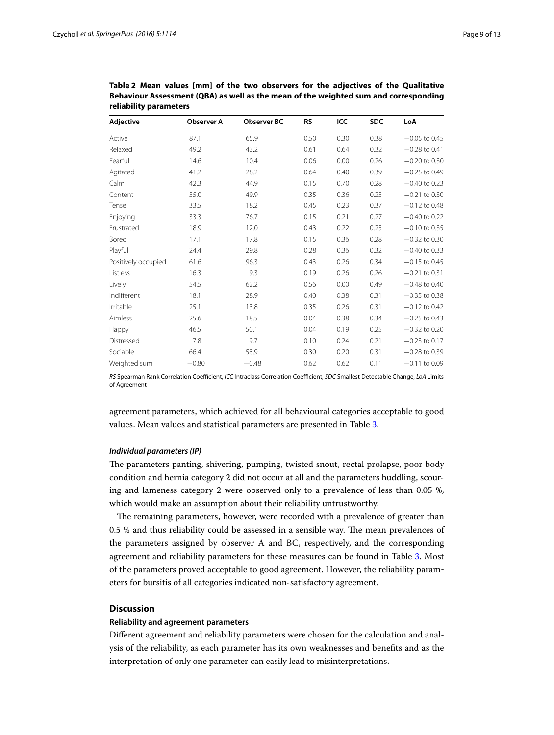**Table 2 Mean values [mm] of the two observers for the adjectives of the Qualitative Behaviour Assessment (QBA) as well as the mean of the weighted sum and corresponding reliability parameters**

| Adjective | Observer A | Observer BC | RS | ICC | SDC | LoA |
|---|---|---|---|---|---|---|
| Active | 87.1 | 65.9 | 0.50 | 0.30 | 0.38 | −0.05 to 0.45 |
| Relaxed | 49.2 | 43.2 | 0.61 | 0.64 | 0.32 | −0.28 to 0.41 |
| Fearful | 14.6 | 10.4 | 0.06 | 0.00 | 0.26 | −0.20 to 0.30 |
| Agitated | 41.2 | 28.2 | 0.64 | 0.40 | 0.39 | −0.25 to 0.49 |
| Calm | 42.3 | 44.9 | 0.15 | 0.70 | 0.28 | −0.40 to 0.23 |
| Content | 55.0 | 49.9 | 0.35 | 0.36 | 0.25 | −0.21 to 0.30 |
| Tense | 33.5 | 18.2 | 0.45 | 0.23 | 0.37 | −0.12 to 0.48 |
| Enjoying | 33.3 | 76.7 | 0.15 | 0.21 | 0.27 | −0.40 to 0.22 |
| Frustrated | 18.9 | 12.0 | 0.43 | 0.22 | 0.25 | −0.10 to 0.35 |
| Bored | 17.1 | 17.8 | 0.15 | 0.36 | 0.28 | −0.32 to 0.30 |
| Playful | 24.4 | 29.8 | 0.28 | 0.36 | 0.32 | −0.40 to 0.33 |
| Positively occupied | 61.6 | 96.3 | 0.43 | 0.26 | 0.34 | −0.15 to 0.45 |
| Listless | 16.3 | 9.3 | 0.19 | 0.26 | 0.26 | −0.21 to 0.31 |
| Lively | 54.5 | 62.2 | 0.56 | 0.00 | 0.49 | −0.48 to 0.40 |
| Indifferent | 18.1 | 28.9 | 0.40 | 0.38 | 0.31 | −0.35 to 0.38 |
| Irritable | 25.1 | 13.8 | 0.35 | 0.26 | 0.31 | −0.12 to 0.42 |
| Aimless | 25.6 | 18.5 | 0.04 | 0.38 | 0.34 | −0.25 to 0.43 |
| Happy | 46.5 | 50.1 | 0.04 | 0.19 | 0.25 | −0.32 to 0.20 |
| Distressed | 7.8 | 9.7 | 0.10 | 0.24 | 0.21 | −0.23 to 0.17 |
| Sociable | 66.4 | 58.9 | 0.30 | 0.20 | 0.31 | −0.28 to 0.39 |
| Weighted sum | −0.80 | −0.48 | 0.62 | 0.62 | 0.11 | −0.11 to 0.09 |

*RS* Spearman Rank Correlation Coefficient, *ICC* Intraclass Correlation Coefficient, *SDC* Smallest Detectable Change, *LoA* Limits of Agreement

agreement parameters, which achieved for all behavioural categories acceptable to good values. Mean values and statistical parameters are presented in Table 3.

#### *Individual parameters (IP)*

The parameters panting, shivering, pumping, twisted snout, rectal prolapse, poor body condition and hernia category 2 did not occur at all and the parameters huddling, scouring and lameness category 2 were observed only to a prevalence of less than 0.05 %, which would make an assumption about their reliability untrustworthy.

The remaining parameters, however, were recorded with a prevalence of greater than 0.5 % and thus reliability could be assessed in a sensible way. The mean prevalences of the parameters assigned by observer A and BC, respectively, and the corresponding agreement and reliability parameters for these measures can be found in Table 3. Most of the parameters proved acceptable to good agreement. However, the reliability parameters for bursitis of all categories indicated non-satisfactory agreement.

## Discussion

### Reliability and agreement parameters

Different agreement and reliability parameters were chosen for the calculation and analysis of the reliability, as each parameter has its own weaknesses and benefits and as the interpretation of only one parameter can easily lead to misinterpretations.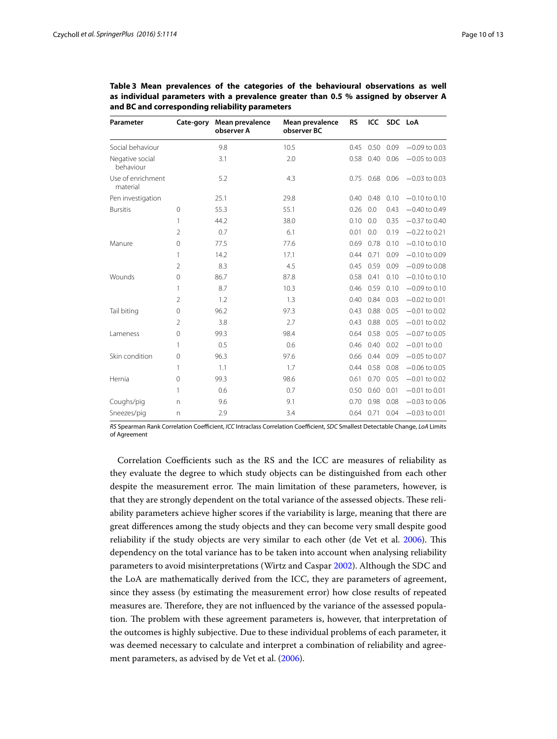**Table 3 Mean prevalences of the categories of the behavioural observations as well as individual parameters with a prevalence greater than 0.5 % assigned by observer A and BC and corresponding reliability parameters**

| Parameter | Cate-gory | Mean prevalence observer A | Mean prevalence observer BC | RS | ICC | SDC | LoA |
|---|---|---|---|---|---|---|---|
| Social behaviour | | 9.8 | 10.5 | 0.45 | 0.50 | 0.09 | −0.09 to 0.03 |
| Negative social behaviour | | 3.1 | 2.0 | 0.58 | 0.40 | 0.06 | −0.05 to 0.03 |
| Use of enrichment material | | 5.2 | 4.3 | 0.75 | 0.68 | 0.06 | −0.03 to 0.03 |
| Pen investigation | | 25.1 | 29.8 | 0.40 | 0.48 | 0.10 | −0.10 to 0.10 |
| Bursitis | 0 | 55.3 | 55.1 | 0.26 | 0.0 | 0.43 | −0.40 to 0.49 |
| | 1 | 44.2 | 38.0 | 0.10 | 0.0 | 0.35 | −0.37 to 0.40 |
| | 2 | 0.7 | 6.1 | 0.01 | 0.0 | 0.19 | −0.22 to 0.21 |
| Manure | 0 | 77.5 | 77.6 | 0.69 | 0.78 | 0.10 | −0.10 to 0.10 |
| | 1 | 14.2 | 17.1 | 0.44 | 0.71 | 0.09 | −0.10 to 0.09 |
| | 2 | 8.3 | 4.5 | 0.45 | 0.59 | 0.09 | −0.09 to 0.08 |
| Wounds | 0 | 86.7 | 87.8 | 0.58 | 0.41 | 0.10 | −0.10 to 0.10 |
| | 1 | 8.7 | 10.3 | 0.46 | 0.59 | 0.10 | −0.09 to 0.10 |
| | 2 | 1.2 | 1.3 | 0.40 | 0.84 | 0.03 | −0.02 to 0.01 |
| Tail biting | 0 | 96.2 | 97.3 | 0.43 | 0.88 | 0.05 | −0.01 to 0.02 |
| | 2 | 3.8 | 2.7 | 0.43 | 0.88 | 0.05 | −0.01 to 0.02 |
| Lameness | 0 | 99.3 | 98.4 | 0.64 | 0.58 | 0.05 | −0.07 to 0.05 |
| | 1 | 0.5 | 0.6 | 0.46 | 0.40 | 0.02 | −0.01 to 0.0 |
| Skin condition | 0 | 96.3 | 97.6 | 0.66 | 0.44 | 0.09 | −0.05 to 0.07 |
| | 1 | 1.1 | 1.7 | 0.44 | 0.58 | 0.08 | −0.06 to 0.05 |
| Hernia | 0 | 99.3 | 98.6 | 0.61 | 0.70 | 0.05 | −0.01 to 0.02 |
| | 1 | 0.6 | 0.7 | 0.50 | 0.60 | 0.01 | −0.01 to 0.01 |
| Coughs/pig | n | 9.6 | 9.1 | 0.70 | 0.98 | 0.08 | −0.03 to 0.06 |
| Sneezes/pig | n | 2.9 | 3.4 | 0.64 | 0.71 | 0.04 | −0.03 to 0.01 |

*RS* Spearman Rank Correlation Coefficient, *ICC* Intraclass Correlation Coefficient, *SDC* Smallest Detectable Change, *LoA* Limits of Agreement

Correlation Coefficients such as the RS and the ICC are measures of reliability as they evaluate the degree to which study objects can be distinguished from each other despite the measurement error. The main limitation of these parameters, however, is that they are strongly dependent on the total variance of the assessed objects. These reliability parameters achieve higher scores if the variability is large, meaning that there are great differences among the study objects and they can become very small despite good reliability if the study objects are very similar to each other (de Vet et al. 2006). This dependency on the total variance has to be taken into account when analysing reliability parameters to avoid misinterpretations (Wirtz and Caspar 2002). Although the SDC and the LoA are mathematically derived from the ICC, they are parameters of agreement, since they assess (by estimating the measurement error) how close results of repeated measures are. Therefore, they are not influenced by the variance of the assessed population. The problem with these agreement parameters is, however, that interpretation of the outcomes is highly subjective. Due to these individual problems of each parameter, it was deemed necessary to calculate and interpret a combination of reliability and agreement parameters, as advised by de Vet et al. (2006).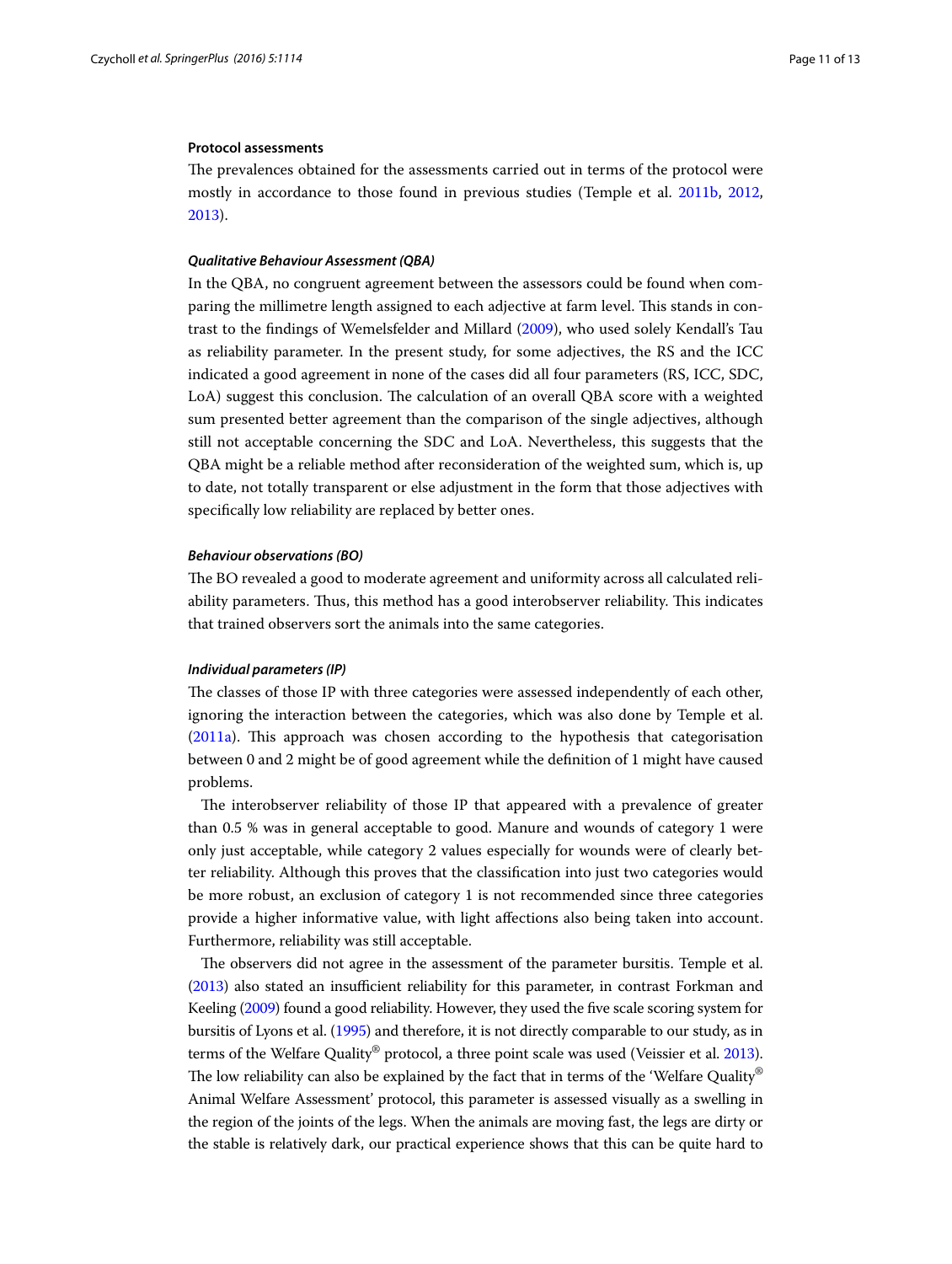#### Protocol assessments

The prevalences obtained for the assessments carried out in terms of the protocol were mostly in accordance to those found in previous studies (Temple et al. 2011b, 2012, 2013).

##### *Qualitative Behaviour Assessment (QBA)*

In the QBA, no congruent agreement between the assessors could be found when comparing the millimetre length assigned to each adjective at farm level. This stands in contrast to the findings of Wemelsfelder and Millard (2009), who used solely Kendall's Tau as reliability parameter. In the present study, for some adjectives, the RS and the ICC indicated a good agreement in none of the cases did all four parameters (RS, ICC, SDC, LoA) suggest this conclusion. The calculation of an overall QBA score with a weighted sum presented better agreement than the comparison of the single adjectives, although still not acceptable concerning the SDC and LoA. Nevertheless, this suggests that the QBA might be a reliable method after reconsideration of the weighted sum, which is, up to date, not totally transparent or else adjustment in the form that those adjectives with specifically low reliability are replaced by better ones.

##### *Behaviour observations (BO)*

The BO revealed a good to moderate agreement and uniformity across all calculated reliability parameters. Thus, this method has a good interobserver reliability. This indicates that trained observers sort the animals into the same categories.

##### *Individual parameters (IP)*

The classes of those IP with three categories were assessed independently of each other, ignoring the interaction between the categories, which was also done by Temple et al. (2011a). This approach was chosen according to the hypothesis that categorisation between 0 and 2 might be of good agreement while the definition of 1 might have caused problems.

The interobserver reliability of those IP that appeared with a prevalence of greater than 0.5 % was in general acceptable to good. Manure and wounds of category 1 were only just acceptable, while category 2 values especially for wounds were of clearly better reliability. Although this proves that the classification into just two categories would be more robust, an exclusion of category 1 is not recommended since three categories provide a higher informative value, with light affections also being taken into account. Furthermore, reliability was still acceptable.

The observers did not agree in the assessment of the parameter bursitis. Temple et al. (2013) also stated an insufficient reliability for this parameter, in contrast Forkman and Keeling (2009) found a good reliability. However, they used the five scale scoring system for bursitis of Lyons et al. (1995) and therefore, it is not directly comparable to our study, as in terms of the Welfare Quality® protocol, a three point scale was used (Veissier et al. 2013). The low reliability can also be explained by the fact that in terms of the 'Welfare Quality® Animal Welfare Assessment' protocol, this parameter is assessed visually as a swelling in the region of the joints of the legs. When the animals are moving fast, the legs are dirty or the stable is relatively dark, our practical experience shows that this can be quite hard to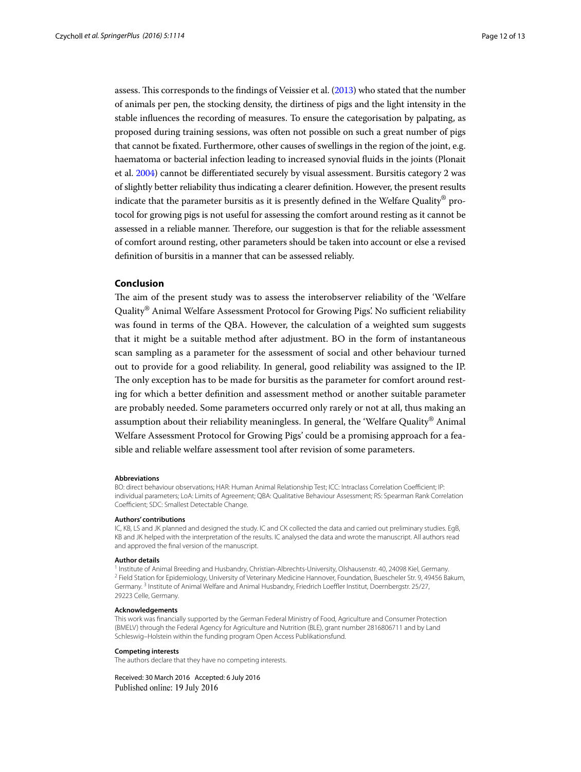assess. This corresponds to the findings of Veissier et al. (2013) who stated that the number of animals per pen, the stocking density, the dirtiness of pigs and the light intensity in the stable influences the recording of measures. To ensure the categorisation by palpating, as proposed during training sessions, was often not possible on such a great number of pigs that cannot be fixated. Furthermore, other causes of swellings in the region of the joint, e.g. haematoma or bacterial infection leading to increased synovial fluids in the joints (Plonait et al. 2004) cannot be differentiated securely by visual assessment. Bursitis category 2 was of slightly better reliability thus indicating a clearer definition. However, the present results indicate that the parameter bursitis as it is presently defined in the Welfare Quality® protocol for growing pigs is not useful for assessing the comfort around resting as it cannot be assessed in a reliable manner. Therefore, our suggestion is that for the reliable assessment of comfort around resting, other parameters should be taken into account or else a revised definition of bursitis in a manner that can be assessed reliably.

## Conclusion

The aim of the present study was to assess the interobserver reliability of the 'Welfare Quality® Animal Welfare Assessment Protocol for Growing Pigs'. No sufficient reliability was found in terms of the QBA. However, the calculation of a weighted sum suggests that it might be a suitable method after adjustment. BO in the form of instantaneous scan sampling as a parameter for the assessment of social and other behaviour turned out to provide for a good reliability. In general, good reliability was assigned to the IP. The only exception has to be made for bursitis as the parameter for comfort around resting for which a better definition and assessment method or another suitable parameter are probably needed. Some parameters occurred only rarely or not at all, thus making an assumption about their reliability meaningless. In general, the 'Welfare Quality® Animal Welfare Assessment Protocol for Growing Pigs' could be a promising approach for a feasible and reliable welfare assessment tool after revision of some parameters.

#### Abbreviations

BO: direct behaviour observations; HAR: Human Animal Relationship Test; ICC: Intraclass Correlation Coefficient; IP: individual parameters; LoA: Limits of Agreement; QBA: Qualitative Behaviour Assessment; RS: Spearman Rank Correlation Coefficient; SDC: Smallest Detectable Change.

#### Authors' contributions

IC, KB, LS and JK planned and designed the study. IC and CK collected the data and carried out preliminary studies. EgB, KB and JK helped with the interpretation of the results. IC analysed the data and wrote the manuscript. All authors read and approved the final version of the manuscript.

#### Author details

[1] Institute of Animal Breeding and Husbandry, Christian-Albrechts-University, Olshausenstr. 40, 24098 Kiel, Germany. [2] Field Station for Epidemiology, University of Veterinary Medicine Hannover, Foundation, Buescheler Str. 9, 49456 Bakum, Germany. [3] Institute of Animal Welfare and Animal Husbandry, Friedrich Loeffler Institut, Doernbergstr. 25/27, 29223 Celle, Germany.

#### Acknowledgements

This work was financially supported by the German Federal Ministry of Food, Agriculture and Consumer Protection (BMELV) through the Federal Agency for Agriculture and Nutrition (BLE), grant number 2816806711 and by Land Schleswig–Holstein within the funding program Open Access Publikationsfund.

#### Competing interests

The authors declare that they have no competing interests.

Received: 30 March 2016 Accepted: 6 July 2016
Published online: 19 July 2016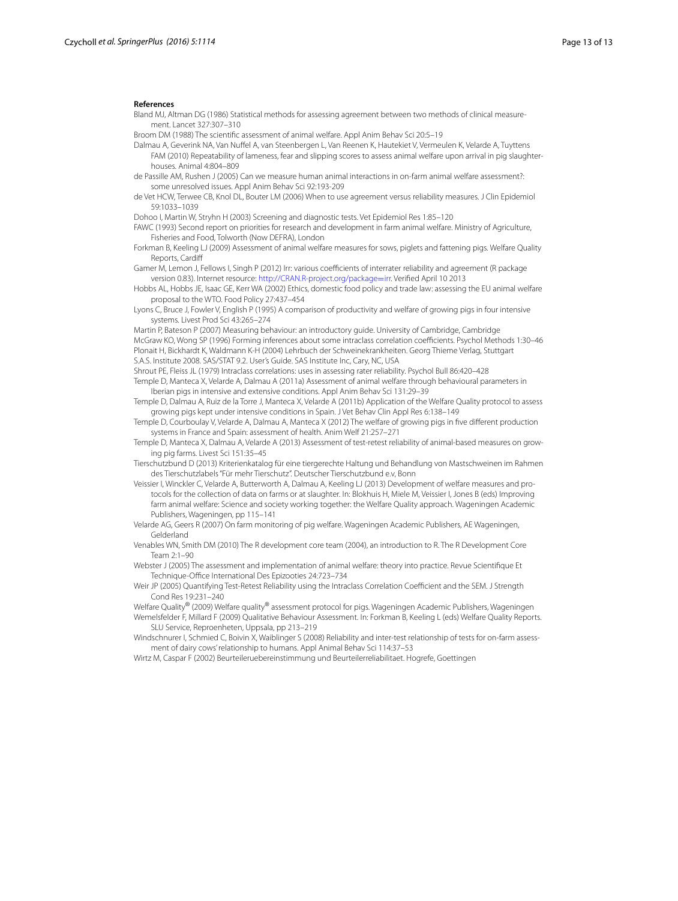**References**

Bland MJ, Altman DG (1986) Statistical methods for assessing agreement between two methods of clinical measurement. Lancet 327:307–310

Broom DM (1988) The scientific assessment of animal welfare. Appl Anim Behav Sci 20:5–19

Dalmau A, Geverink NA, Van Nuffel A, van Steenbergen L, Van Reenen K, Hautekiet V, Vermeulen K, Velarde A, Tuyttens FAM (2010) Repeatability of lameness, fear and slipping scores to assess animal welfare upon arrival in pig slaughterhouses. Animal 4:804–809

de Passille AM, Rushen J (2005) Can we measure human animal interactions in on-farm animal welfare assessment?: some unresolved issues. Appl Anim Behav Sci 92:193-209

de Vet HCW, Terwee CB, Knol DL, Bouter LM (2006) When to use agreement versus reliability measures. J Clin Epidemiol 59:1033–1039

Dohoo I, Martin W, Stryhn H (2003) Screening and diagnostic tests. Vet Epidemiol Res 1:85–120

FAWC (1993) Second report on priorities for research and development in farm animal welfare. Ministry of Agriculture, Fisheries and Food, Tolworth (Now DEFRA), London

Forkman B, Keeling LJ (2009) Assessment of animal welfare measures for sows, piglets and fattening pigs. Welfare Quality Reports, Cardiff

Gamer M, Lemon J, Fellows I, Singh P (2012) Irr: various coefficients of interrater reliability and agreement (R package version 0.83). Internet resource: http://CRAN.R-project.org/package=irr. Verified April 10 2013

Hobbs AL, Hobbs JE, Isaac GE, Kerr WA (2002) Ethics, domestic food policy and trade law: assessing the EU animal welfare proposal to the WTO. Food Policy 27:437–454

Lyons C, Bruce J, Fowler V, English P (1995) A comparison of productivity and welfare of growing pigs in four intensive systems. Livest Prod Sci 43:265–274

Martin P, Bateson P (2007) Measuring behaviour: an introductory guide. University of Cambridge, Cambridge

McGraw KO, Wong SP (1996) Forming inferences about some intraclass correlation coefficients. Psychol Methods 1:30–46

Plonait H, Bickhardt K, Waldmann K-H (2004) Lehrbuch der Schweinekrankheiten. Georg Thieme Verlag, Stuttgart

S.A.S. Institute 2008. SAS/STAT 9.2. User's Guide. SAS Institute Inc, Cary, NC, USA

Shrout PE, Fleiss JL (1979) Intraclass correlations: uses in assessing rater reliability. Psychol Bull 86:420–428

Temple D, Manteca X, Velarde A, Dalmau A (2011a) Assessment of animal welfare through behavioural parameters in Iberian pigs in intensive and extensive conditions. Appl Anim Behav Sci 131:29–39

Temple D, Dalmau A, Ruiz de la Torre J, Manteca X, Velarde A (2011b) Application of the Welfare Quality protocol to assess growing pigs kept under intensive conditions in Spain. J Vet Behav Clin Appl Res 6:138–149

Temple D, Courboulay V, Velarde A, Dalmau A, Manteca X (2012) The welfare of growing pigs in five different production systems in France and Spain: assessment of health. Anim Welf 21:257–271

Temple D, Manteca X, Dalmau A, Velarde A (2013) Assessment of test-retest reliability of animal-based measures on growing pig farms. Livest Sci 151:35–45

Tierschutzbund D (2013) Kriterienkatalog für eine tiergerechte Haltung und Behandlung von Mastschweinen im Rahmen des Tierschutzlabels "Für mehr Tierschutz". Deutscher Tierschutzbund e.v, Bonn

Veissier I, Winckler C, Velarde A, Butterworth A, Dalmau A, Keeling LJ (2013) Development of welfare measures and protocols for the collection of data on farms or at slaughter. In: Blokhuis H, Miele M, Veissier I, Jones B (eds) Improving farm animal welfare: Science and society working together: the Welfare Quality approach. Wageningen Academic Publishers, Wageningen, pp 115–141

Velarde AG, Geers R (2007) On farm monitoring of pig welfare. Wageningen Academic Publishers, AE Wageningen, Gelderland

Venables WN, Smith DM (2010) The R development core team (2004), an introduction to R. The R Development Core Team 2:1–90

Webster J (2005) The assessment and implementation of animal welfare: theory into practice. Revue Scientifique Et Technique-Office International Des Epizooties 24:723–734

Weir JP (2005) Quantifying Test-Retest Reliability using the Intraclass Correlation Coefficient and the SEM. J Strength Cond Res 19:231–240

Welfare Quality® (2009) Welfare quality® assessment protocol for pigs. Wageningen Academic Publishers, Wageningen

Wemelsfelder F, Millard F (2009) Qualitative Behaviour Assessment. In: Forkman B, Keeling L (eds) Welfare Quality Reports. SLU Service, Reproenheten, Uppsala, pp 213–219

Windschnurer I, Schmied C, Boivin X, Waiblinger S (2008) Reliability and inter-test relationship of tests for on-farm assessment of dairy cows' relationship to humans. Appl Animal Behav Sci 114:37–53

Wirtz M, Caspar F (2002) Beurteileruebereinstimmung und Beurteilerreliabilitaet. Hogrefe, Goettingen